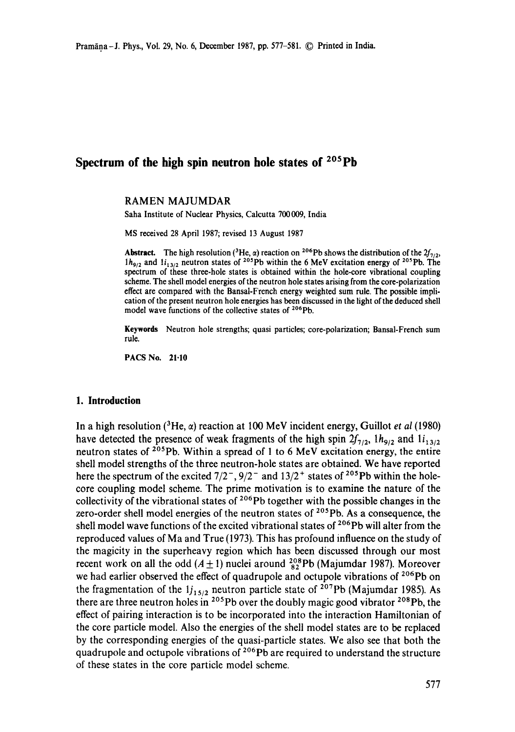# Spectrum of the high spin neutron hole states of $^{205}Pb$

RAMEN MAJUMDAR

Saha Institute of Nuclear Physics, Calcutta 700 009, India

MS received 28 April 1987; revised 13 August 1987

**Abstract.** The high resolution ($^3He$, $\alpha$) reaction on $^{206}Pb$ shows the distribution of the $2f_{7/2}$, $1h_{9/2}$ and $1i_{13/2}$ neutron states of $^{205}Pb$ within the 6 MeV excitation energy of $^{205}Pb$. The spectrum of these three-hole states is obtained within the hole-core vibrational coupling scheme. The shell model energies of the neutron hole states arising from the core-polarization effect are compared with the Bansal-French energy weighted sum rule. The possible implication of the present neutron hole energies has been discussed in the light of the deduced shell model wave functions of the collective states of $^{206}Pb$.

**Keywords** Neutron hole strengths; quasi particles; core-polarization; Bansal-French sum rule.

**PACS No. 21·10**

## 1. Introduction

In a high resolution ($^3He$, $\alpha$) reaction at 100 MeV incident energy, Guillot *et al* (1980) have detected the presence of weak fragments of the high spin $2f_{7/2}$, $1h_{9/2}$ and $1i_{13/2}$ neutron states of $^{205}Pb$. Within a spread of 1 to 6 MeV excitation energy, the entire shell model strengths of the three neutron-hole states are obtained. We have reported here the spectrum of the excited $7/2^-$, $9/2^-$ and $13/2^+$ states of $^{205}Pb$ within the hole-core coupling model scheme. The prime motivation is to examine the nature of the collectivity of the vibrational states of $^{206}Pb$ together with the possible changes in the zero-order shell model energies of the neutron states of $^{205}Pb$. As a consequence, the shell model wave functions of the excited vibrational states of $^{206}Pb$ will alter from the reproduced values of Ma and True (1973). This has profound influence on the study of the magicity in the superheavy region which has been discussed through our most recent work on all the odd ($A \pm 1$) nuclei around $^{208}_{82}Pb$ (Majumdar 1987). Moreover we had earlier observed the effect of quadrupole and octupole vibrations of $^{206}Pb$ on the fragmentation of the $1j_{15/2}$ neutron particle state of $^{207}Pb$ (Majumdar 1985). As there are three neutron holes in $^{205}Pb$ over the doubly magic good vibrator $^{208}Pb$, the effect of pairing interaction is to be incorporated into the interaction Hamiltonian of the core particle model. Also the energies of the shell model states are to be replaced by the corresponding energies of the quasi-particle states. We also see that both the quadrupole and octupole vibrations of $^{206}Pb$ are required to understand the structure of these states in the core particle model scheme.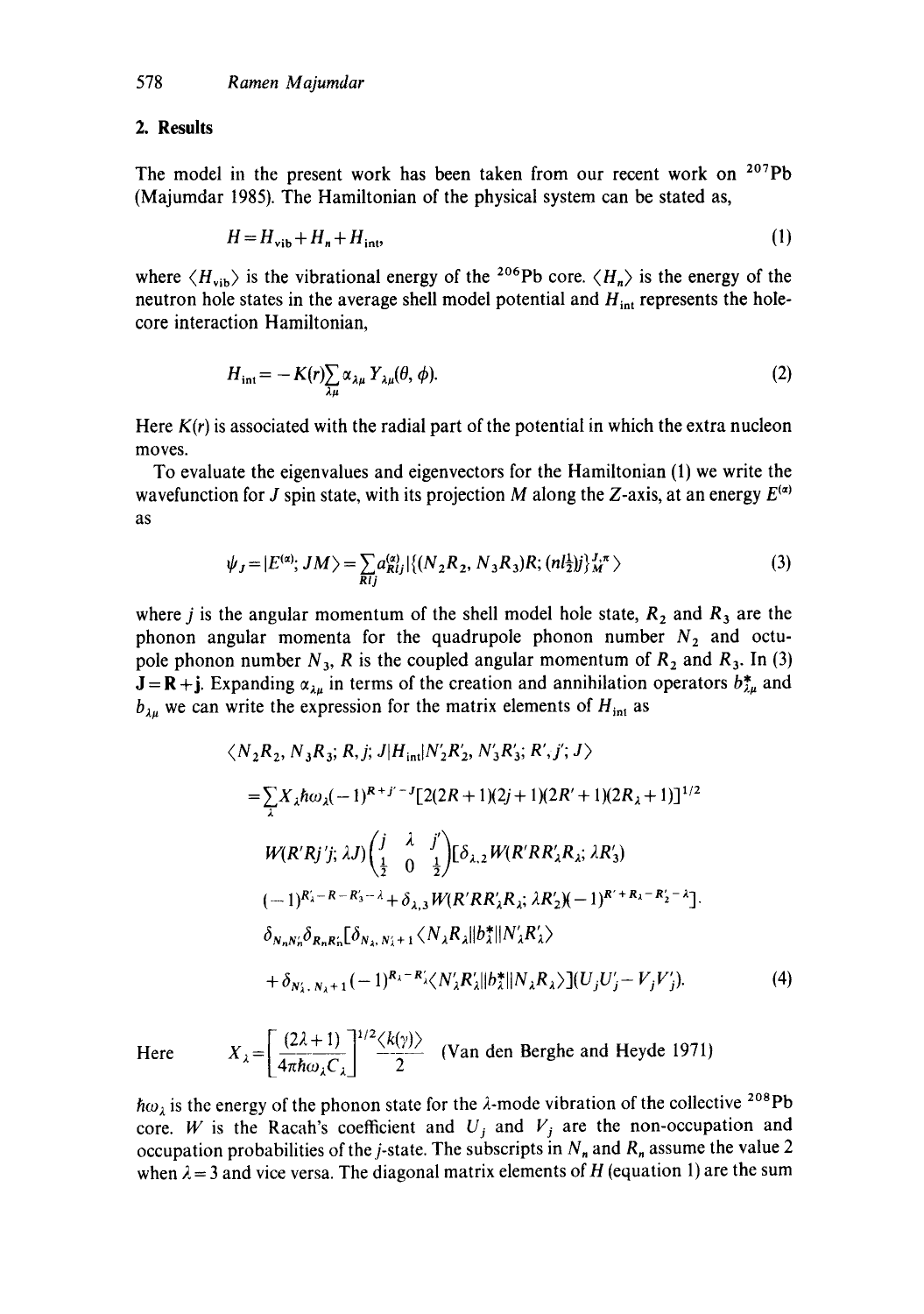## 2. Results

The model in the present work has been taken from our recent work on $^{207}$Pb (Majumdar 1985). The Hamiltonian of the physical system can be stated as,

$$H = H_{\text{vib}} + H_n + H_{\text{int}}, \tag{1}$$

where $\langle H_{\text{vib}} \rangle$ is the vibrational energy of the $^{206}$Pb core. $\langle H_n \rangle$ is the energy of the neutron hole states in the average shell model potential and $H_{\text{int}}$ represents the hole-core interaction Hamiltonian,

$$H_{\text{int}} = -K(r) \sum_{\lambda\mu} \alpha_{\lambda\mu} Y_{\lambda\mu}(\theta, \phi). \tag{2}$$

Here $K(r)$ is associated with the radial part of the potential in which the extra nucleon moves.

To evaluate the eigenvalues and eigenvectors for the Hamiltonian (1) we write the wavefunction for $J$ spin state, with its projection $M$ along the $Z$-axis, at an energy $E^{(\alpha)}$ as

$$\psi_J = |E^{(\alpha)}; JM\rangle = \sum_{RIj} a^{(\alpha)}_{RIj} |\{(N_2R_2, N_3R_3)R; (nl\tfrac{1}{2})j\}^{J,\pi}_M\rangle \tag{3}$$

where $j$ is the angular momentum of the shell model hole state, $R_2$ and $R_3$ are the phonon angular momenta for the quadrupole phonon number $N_2$ and octupole phonon number $N_3$, $R$ is the coupled angular momentum of $R_2$ and $R_3$. In (3) $\mathbf{J} = \mathbf{R} + \mathbf{j}$. Expanding $\alpha_{\lambda\mu}$ in terms of the creation and annihilation operators $b^*_{\lambda\mu}$ and $b_{\lambda\mu}$ we can write the expression for the matrix elements of $H_{\text{int}}$ as

$$\begin{aligned}
&\langle N_2R_2, N_3R_3; R, j; J|H_{\text{int}}|N'_2R'_2, N'_3R'_3; R', j'; J\rangle \\
&= \sum_{\lambda} X_\lambda \hbar\omega_\lambda (-1)^{R+j'-J}[2(2R+1)(2j+1)(2R'+1)(2R_\lambda+1)]^{1/2} \\
&\quad W(R'Rj'j; \lambda J)\begin{pmatrix} j & \lambda & j' \\ \tfrac{1}{2} & 0 & \tfrac{1}{2}\end{pmatrix}[\delta_{\lambda,2} W(R'RR'_\lambda R_\lambda; \lambda R'_3) \\
&\quad (-1)^{R'_\lambda - R - R'_3 - \lambda} + \delta_{\lambda,3} W(R'RR'_\lambda R_\lambda; \lambda R'_2)(-1)^{R'+R_\lambda - R'_2 - \lambda}]. \\
&\quad \delta_{N_nN'_n}\delta_{R_nR'_n}[\delta_{N_\lambda, N'_\lambda+1}\langle N_\lambda R_\lambda \| b^*_\lambda \| N'_\lambda R'_\lambda\rangle \\
&\quad + \delta_{N'_\lambda, N_\lambda+1}(-1)^{R_\lambda - R'_\lambda}\langle N'_\lambda R'_\lambda \| b^*_\lambda \| N_\lambda R_\lambda\rangle](U_jU'_j - V_jV'_j).
\end{aligned} \tag{4}$$

Here $$X_\lambda = \left[\frac{(2\lambda+1)}{4\pi\hbar\omega_\lambda C_\lambda}\right]^{1/2} \frac{\langle k(\gamma)\rangle}{2} \quad \text{(Van den Berghe and Heyde 1971)}$$

$\hbar\omega_\lambda$ is the energy of the phonon state for the $\lambda$-mode vibration of the collective $^{208}$Pb core. $W$ is the Racah's coefficient and $U_j$ and $V_j$ are the non-occupation and occupation probabilities of the $j$-state. The subscripts in $N_n$ and $R_n$ assume the value 2 when $\lambda = 3$ and vice versa. The diagonal matrix elements of $H$ (equation 1) are the sum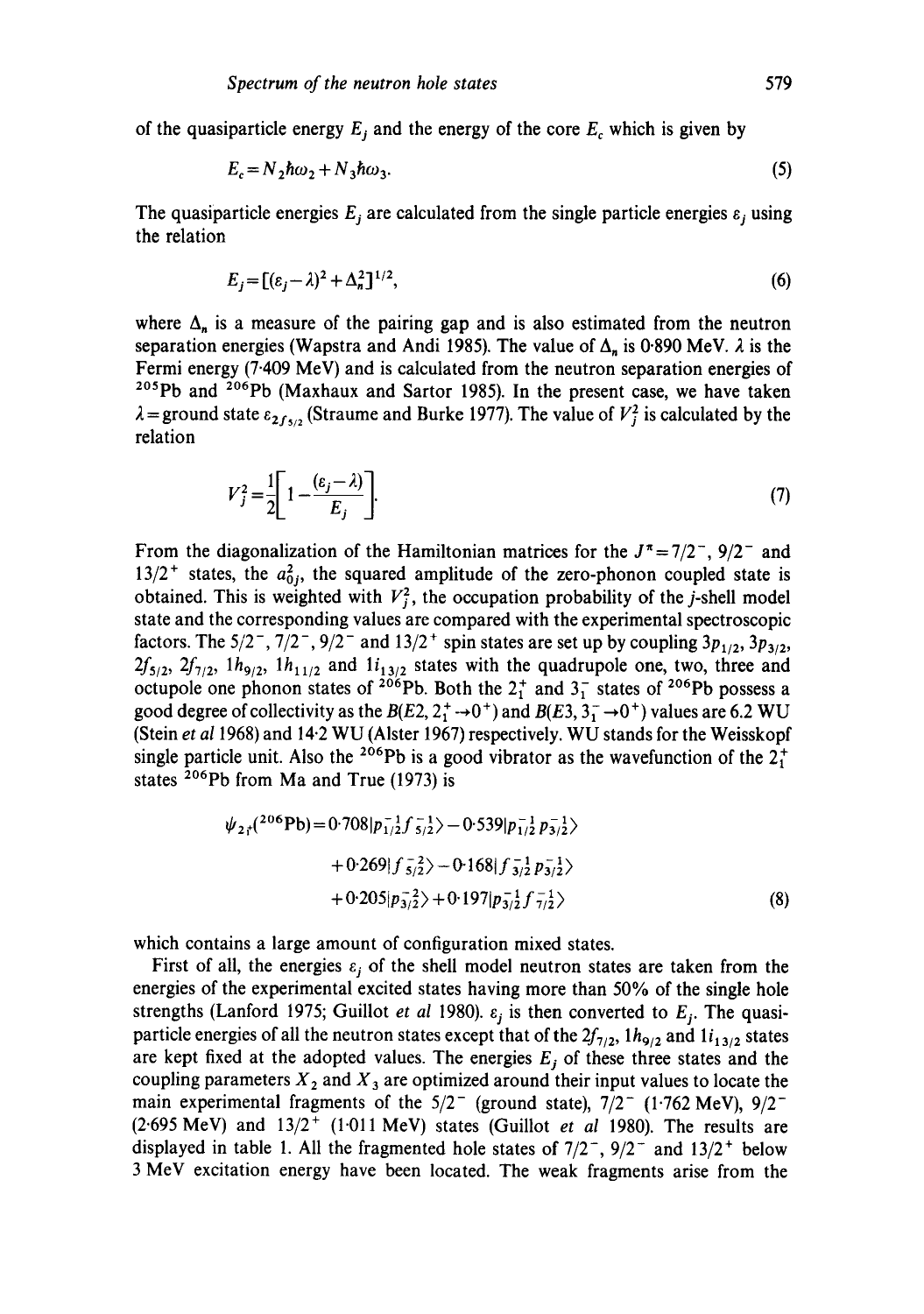of the quasiparticle energy $E_j$ and the energy of the core $E_c$ which is given by

$$E_c = N_2 \hbar\omega_2 + N_3 \hbar\omega_3. \tag{5}$$

The quasiparticle energies $E_j$ are calculated from the single particle energies $\varepsilon_j$ using the relation

$$E_j = [(\varepsilon_j - \lambda)^2 + \Delta_n^2]^{1/2}, \tag{6}$$

where $\Delta_n$ is a measure of the pairing gap and is also estimated from the neutron separation energies (Wapstra and Andi 1985). The value of $\Delta_n$ is 0·890 MeV. $\lambda$ is the Fermi energy (7·409 MeV) and is calculated from the neutron separation energies of $^{205}$Pb and $^{206}$Pb (Maxhaux and Sartor 1985). In the present case, we have taken $\lambda$ = ground state $\varepsilon_{2f_{5/2}}$ (Straume and Burke 1977). The value of $V_j^2$ is calculated by the relation

$$V_j^2 = \frac{1}{2}\left[1 - \frac{(\varepsilon_j - \lambda)}{E_j}\right]. \tag{7}$$

From the diagonalization of the Hamiltonian matrices for the $J^\pi = 7/2^-$, $9/2^-$ and $13/2^+$ states, the $a_{0j}^2$, the squared amplitude of the zero-phonon coupled state is obtained. This is weighted with $V_j^2$, the occupation probability of the $j$-shell model state and the corresponding values are compared with the experimental spectroscopic factors. The $5/2^-$, $7/2^-$, $9/2^-$ and $13/2^+$ spin states are set up by coupling $3p_{1/2}$, $3p_{3/2}$, $2f_{5/2}$, $2f_{7/2}$, $1h_{9/2}$, $1h_{11/2}$ and $1i_{13/2}$ states with the quadrupole one, two, three and octupole one phonon states of $^{206}$Pb. Both the $2_1^+$ and $3_1^-$ states of $^{206}$Pb possess a good degree of collectivity as the $B(E2, 2_1^+ \to 0^+)$ and $B(E3, 3_1^- \to 0^+)$ values are 6.2 WU (Stein *et al* 1968) and 14·2 WU (Alster 1967) respectively. WU stands for the Weisskopf single particle unit. Also the $^{206}$Pb is a good vibrator as the wavefunction of the $2_1^+$ states $^{206}$Pb from Ma and True (1973) is

$$\begin{aligned}
\psi_{2_1^+}(^{206}\text{Pb}) = {} & 0{\cdot}708|p_{1/2}^{-1} f_{5/2}^{-1}\rangle - 0{\cdot}539|p_{1/2}^{-1} p_{3/2}^{-1}\rangle \\
& + 0{\cdot}269|f_{5/2}^{-2}\rangle - 0{\cdot}168|f_{3/2}^{-1} p_{3/2}^{-1}\rangle \\
& + 0{\cdot}205|p_{3/2}^{-2}\rangle + 0{\cdot}197|p_{3/2}^{-1} f_{7/2}^{-1}\rangle
\end{aligned} \tag{8}$$

which contains a large amount of configuration mixed states.

First of all, the energies $\varepsilon_j$ of the shell model neutron states are taken from the energies of the experimental excited states having more than 50% of the single hole strengths (Lanford 1975; Guillot *et al* 1980). $\varepsilon_j$ is then converted to $E_j$. The quasiparticle energies of all the neutron states except that of the $2f_{7/2}$, $1h_{9/2}$ and $1i_{13/2}$ states are kept fixed at the adopted values. The energies $E_j$ of these three states and the coupling parameters $X_2$ and $X_3$ are optimized around their input values to locate the main experimental fragments of the $5/2^-$ (ground state), $7/2^-$ (1·762 MeV), $9/2^-$ (2·695 MeV) and $13/2^+$ (1·011 MeV) states (Guillot *et al* 1980). The results are displayed in table 1. All the fragmented hole states of $7/2^-$, $9/2^-$ and $13/2^+$ below 3 MeV excitation energy have been located. The weak fragments arise from the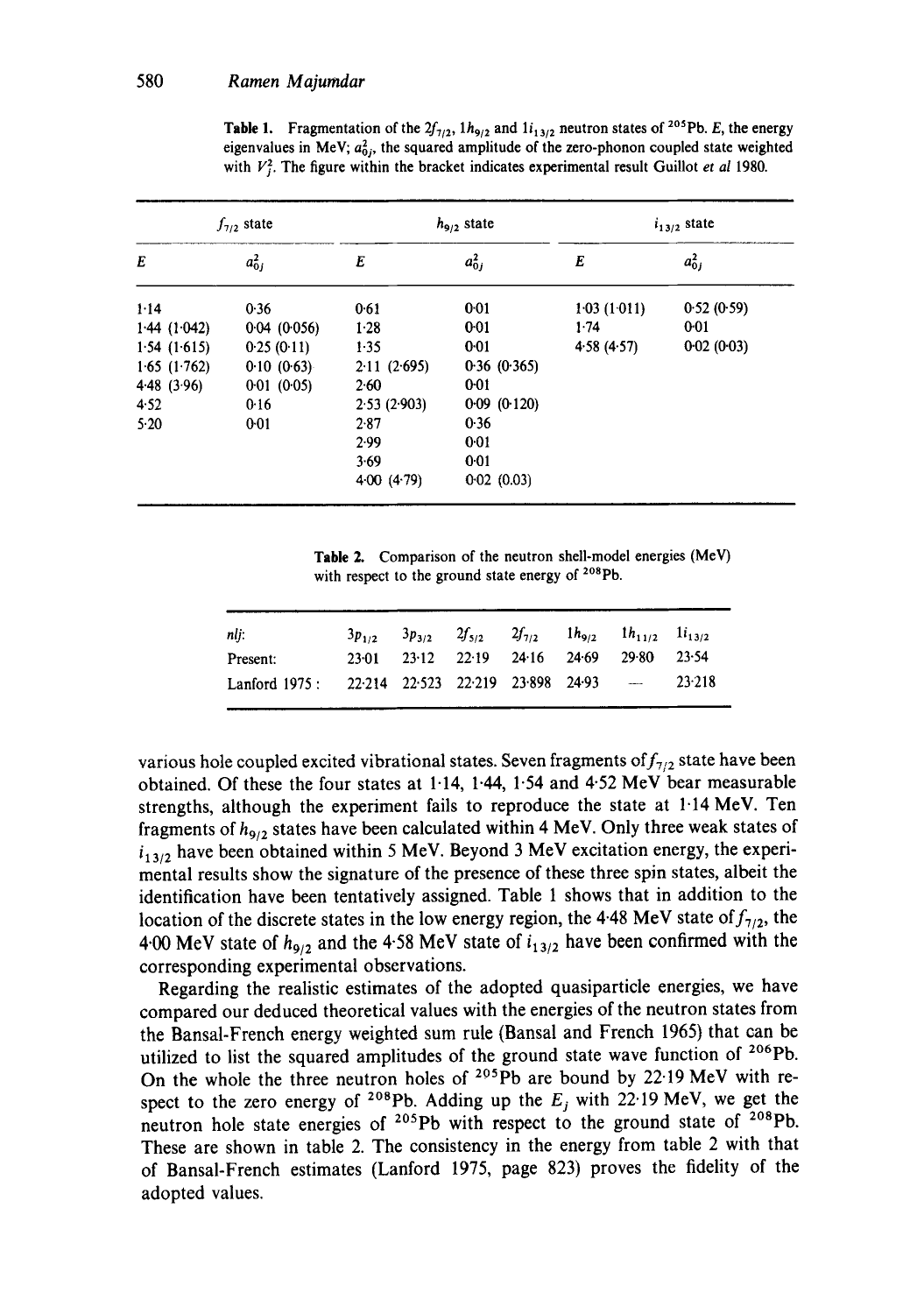**Table 1.** Fragmentation of the $2f_{7/2}$, $1h_{9/2}$ and $1i_{13/2}$ neutron states of $^{205}$Pb. $E$, the energy eigenvalues in MeV; $a_{0j}^2$, the squared amplitude of the zero-phonon coupled state weighted with $V_j^2$. The figure within the bracket indicates experimental result Guillot *et al* 1980.

| $f_{7/2}$ state | | $h_{9/2}$ state | | $i_{13/2}$ state | |
|---|---|---|---|---|---|
| $E$ | $a_{0j}^2$ | $E$ | $a_{0j}^2$ | $E$ | $a_{0j}^2$ |
| 1·14 | 0·36 | 0·61 | 0·01 | 1·03 (1·011) | 0·52 (0·59) |
| 1·44 (1·042) | 0·04 (0·056) | 1·28 | 0·01 | 1·74 | 0·01 |
| 1·54 (1·615) | 0·25 (0·11) | 1·35 | 0·01 | 4·58 (4·57) | 0·02 (0·03) |
| 1·65 (1·762) | 0·10 (0·63) | 2·11 (2·695) | 0·36 (0·365) | | |
| 4·48 (3·96) | 0·01 (0·05) | 2·60 | 0·01 | | |
| 4·52 | 0·16 | 2·53 (2·903) | 0·09 (0·120) | | |
| 5·20 | 0·01 | 2·87 | 0·36 | | |
| | | 2·99 | 0·01 | | |
| | | 3·69 | 0·01 | | |
| | | 4·00 (4·79) | 0·02 (0.03) | | |

**Table 2.** Comparison of the neutron shell-model energies (MeV) with respect to the ground state energy of $^{208}$Pb.

| $nlj$: | $3p_{1/2}$ | $3p_{3/2}$ | $2f_{5/2}$ | $2f_{7/2}$ | $1h_{9/2}$ | $1h_{11/2}$ | $1i_{13/2}$ |
|---|---|---|---|---|---|---|---|
| Present: | 23·01 | 23·12 | 22·19 | 24·16 | 24·69 | 29·80 | 23·54 |
| Lanford 1975 : | 22·214 | 22·523 | 22·219 | 23·898 | 24·93 | — | 23·218 |

various hole coupled excited vibrational states. Seven fragments of $f_{7/2}$ state have been obtained. Of these the four states at 1·14, 1·44, 1·54 and 4·52 MeV bear measurable strengths, although the experiment fails to reproduce the state at 1·14 MeV. Ten fragments of $h_{9/2}$ states have been calculated within 4 MeV. Only three weak states of $i_{13/2}$ have been obtained within 5 MeV. Beyond 3 MeV excitation energy, the experimental results show the signature of the presence of these three spin states, albeit the identification have been tentatively assigned. Table 1 shows that in addition to the location of the discrete states in the low energy region, the 4·48 MeV state of $f_{7/2}$, the 4·00 MeV state of $h_{9/2}$ and the 4·58 MeV state of $i_{13/2}$ have been confirmed with the corresponding experimental observations.

Regarding the realistic estimates of the adopted quasiparticle energies, we have compared our deduced theoretical values with the energies of the neutron states from the Bansal-French energy weighted sum rule (Bansal and French 1965) that can be utilized to list the squared amplitudes of the ground state wave function of $^{206}$Pb. On the whole the three neutron holes of $^{205}$Pb are bound by 22·19 MeV with respect to the zero energy of $^{208}$Pb. Adding up the $E_j$ with 22·19 MeV, we get the neutron hole state energies of $^{205}$Pb with respect to the ground state of $^{208}$Pb. These are shown in table 2. The consistency in the energy from table 2 with that of Bansal-French estimates (Lanford 1975, page 823) proves the fidelity of the adopted values.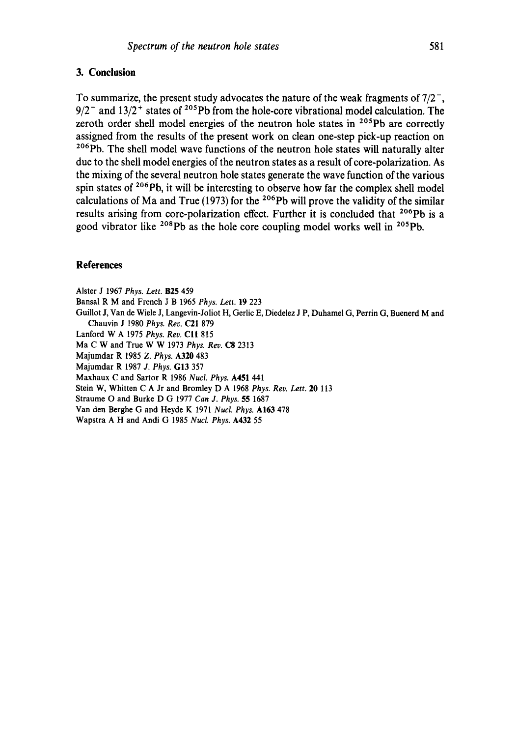## 3. Conclusion

To summarize, the present study advocates the nature of the weak fragments of $7/2^-$, $9/2^-$ and $13/2^+$ states of $^{205}$Pb from the hole-core vibrational model calculation. The zeroth order shell model energies of the neutron hole states in $^{205}$Pb are correctly assigned from the results of the present work on clean one-step pick-up reaction on $^{206}$Pb. The shell model wave functions of the neutron hole states will naturally alter due to the shell model energies of the neutron states as a result of core-polarization. As the mixing of the several neutron hole states generate the wave function of the various spin states of $^{206}$Pb, it will be interesting to observe how far the complex shell model calculations of Ma and True (1973) for the $^{206}$Pb will prove the validity of the similar results arising from core-polarization effect. Further it is concluded that $^{206}$Pb is a good vibrator like $^{208}$Pb as the hole core coupling model works well in $^{205}$Pb.

## References

Alster J 1967 *Phys. Lett.* **B25** 459

Bansal R M and French J B 1965 *Phys. Lett.* **19** 223

Guillot J, Van de Wiele J, Langevin-Joliot H, Gerlic E, Diedelez J P, Duhamel G, Perrin G, Buenerd M and Chauvin J 1980 *Phys. Rev.* **C21** 879

Lanford W A 1975 *Phys. Rev.* **C11** 815

Ma C W and True W W 1973 *Phys. Rev.* **C8** 2313

Majumdar R 1985 *Z. Phys.* **A320** 483

Majumdar R 1987 *J. Phys.* **G13** 357

Maxhaux C and Sartor R 1986 *Nucl. Phys.* **A451** 441

Stein W, Whitten C A Jr and Bromley D A 1968 *Phys. Rev. Lett.* **20** 113

Straume O and Burke D G 1977 *Can J. Phys.* **55** 1687

Van den Berghe G and Heyde K 1971 *Nucl. Phys.* **A163** 478

Wapstra A H and Andi G 1985 *Nucl. Phys.* **A432** 55